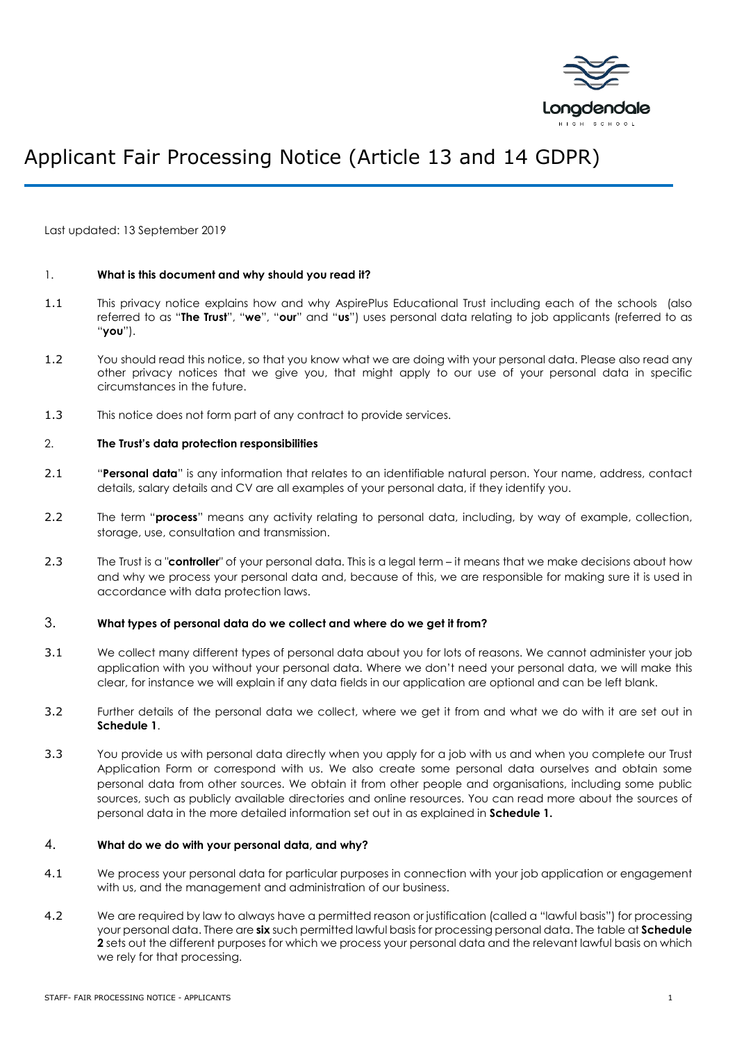# Applicant Fair Processing Notice (Article 13 and 14 GDPR)

Last updated: 13 September 2019

1. **What is this document and why should you read it?**

1.1 This privacy notice explains how and why AspirePlus Educational Trust including each of the schools (also referred to as "**The Trust**", "**we**", "**our**" and "**us**") uses personal data relating to job applicants (referred to as "**you**").

1.2 You should read this notice, so that you know what we are doing with your personal data. Please also read any other privacy notices that we give you, that might apply to our use of your personal data in specific circumstances in the future.

1.3 This notice does not form part of any contract to provide services.

2. **The Trust's data protection responsibilities**

2.1 "**Personal data**" is any information that relates to an identifiable natural person. Your name, address, contact details, salary details and CV are all examples of your personal data, if they identify you.

2.2 The term "**process**" means any activity relating to personal data, including, by way of example, collection, storage, use, consultation and transmission.

2.3 The Trust is a "**controller**" of your personal data. This is a legal term – it means that we make decisions about how and why we process your personal data and, because of this, we are responsible for making sure it is used in accordance with data protection laws.

3. **What types of personal data do we collect and where do we get it from?**

3.1 We collect many different types of personal data about you for lots of reasons. We cannot administer your job application with you without your personal data. Where we don't need your personal data, we will make this clear, for instance we will explain if any data fields in our application are optional and can be left blank.

3.2 Further details of the personal data we collect, where we get it from and what we do with it are set out in **Schedule 1**.

3.3 You provide us with personal data directly when you apply for a job with us and when you complete our Trust Application Form or correspond with us. We also create some personal data ourselves and obtain some personal data from other sources. We obtain it from other people and organisations, including some public sources, such as publicly available directories and online resources. You can read more about the sources of personal data in the more detailed information set out in as explained in **Schedule 1.**

4. **What do we do with your personal data, and why?**

4.1 We process your personal data for particular purposes in connection with your job application or engagement with us, and the management and administration of our business.

4.2 We are required by law to always have a permitted reason or justification (called a "lawful basis") for processing your personal data. There are **six** such permitted lawful basis for processing personal data. The table at **Schedule 2** sets out the different purposes for which we process your personal data and the relevant lawful basis on which we rely for that processing.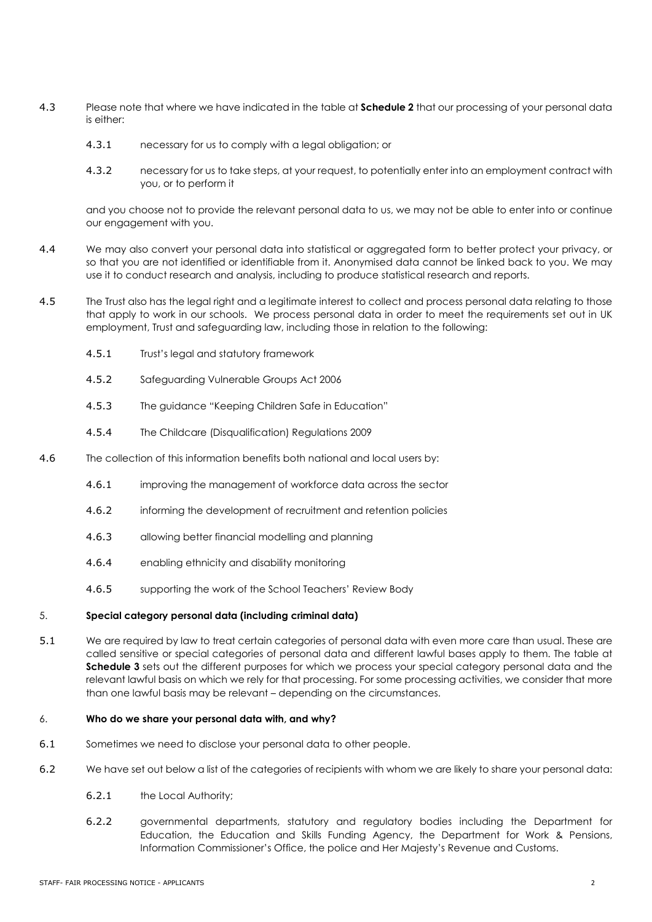4.3 Please note that where we have indicated in the table at **Schedule 2** that our processing of your personal data is either:

4.3.1 necessary for us to comply with a legal obligation; or

4.3.2 necessary for us to take steps, at your request, to potentially enter into an employment contract with you, or to perform it

and you choose not to provide the relevant personal data to us, we may not be able to enter into or continue our engagement with you.

4.4 We may also convert your personal data into statistical or aggregated form to better protect your privacy, or so that you are not identified or identifiable from it. Anonymised data cannot be linked back to you. We may use it to conduct research and analysis, including to produce statistical research and reports.

4.5 The Trust also has the legal right and a legitimate interest to collect and process personal data relating to those that apply to work in our schools. We process personal data in order to meet the requirements set out in UK employment, Trust and safeguarding law, including those in relation to the following:

4.5.1 Trust's legal and statutory framework

4.5.2 Safeguarding Vulnerable Groups Act 2006

4.5.3 The guidance "Keeping Children Safe in Education"

4.5.4 The Childcare (Disqualification) Regulations 2009

4.6 The collection of this information benefits both national and local users by:

4.6.1 improving the management of workforce data across the sector

4.6.2 informing the development of recruitment and retention policies

4.6.3 allowing better financial modelling and planning

4.6.4 enabling ethnicity and disability monitoring

4.6.5 supporting the work of the School Teachers' Review Body

## 5. Special category personal data (including criminal data)

5.1 We are required by law to treat certain categories of personal data with even more care than usual. These are called sensitive or special categories of personal data and different lawful bases apply to them. The table at **Schedule 3** sets out the different purposes for which we process your special category personal data and the relevant lawful basis on which we rely for that processing. For some processing activities, we consider that more than one lawful basis may be relevant – depending on the circumstances.

## 6. Who do we share your personal data with, and why?

6.1 Sometimes we need to disclose your personal data to other people.

6.2 We have set out below a list of the categories of recipients with whom we are likely to share your personal data:

6.2.1 the Local Authority;

6.2.2 governmental departments, statutory and regulatory bodies including the Department for Education, the Education and Skills Funding Agency, the Department for Work & Pensions, Information Commissioner's Office, the police and Her Majesty's Revenue and Customs.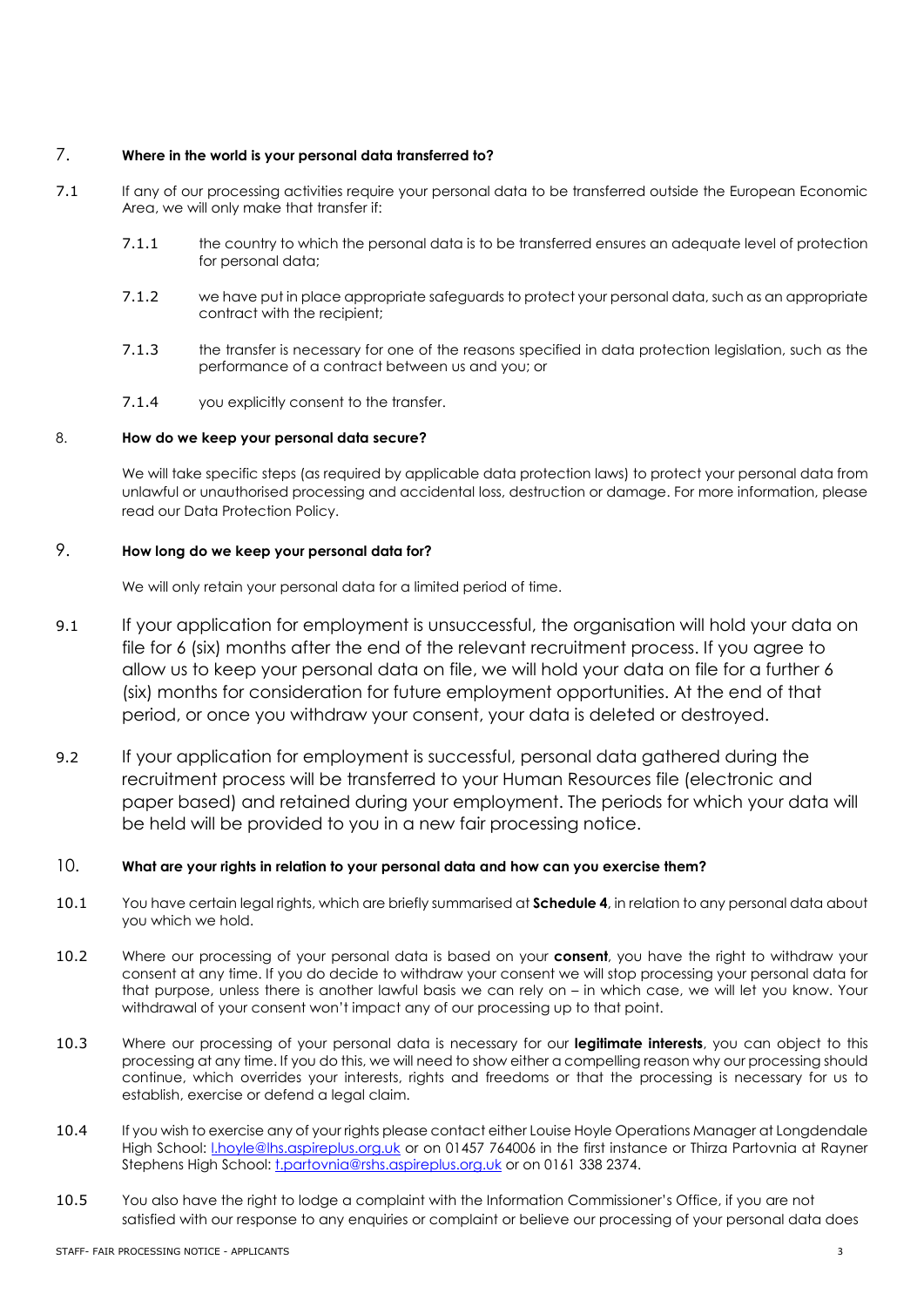## 7. Where in the world is your personal data transferred to?

7.1 If any of our processing activities require your personal data to be transferred outside the European Economic Area, we will only make that transfer if:

7.1.1 the country to which the personal data is to be transferred ensures an adequate level of protection for personal data;

7.1.2 we have put in place appropriate safeguards to protect your personal data, such as an appropriate contract with the recipient;

7.1.3 the transfer is necessary for one of the reasons specified in data protection legislation, such as the performance of a contract between us and you; or

7.1.4 you explicitly consent to the transfer.

## 8. How do we keep your personal data secure?

We will take specific steps (as required by applicable data protection laws) to protect your personal data from unlawful or unauthorised processing and accidental loss, destruction or damage. For more information, please read our Data Protection Policy.

## 9. How long do we keep your personal data for?

We will only retain your personal data for a limited period of time.

9.1 If your application for employment is unsuccessful, the organisation will hold your data on file for 6 (six) months after the end of the relevant recruitment process. If you agree to allow us to keep your personal data on file, we will hold your data on file for a further 6 (six) months for consideration for future employment opportunities. At the end of that period, or once you withdraw your consent, your data is deleted or destroyed.

9.2 If your application for employment is successful, personal data gathered during the recruitment process will be transferred to your Human Resources file (electronic and paper based) and retained during your employment. The periods for which your data will be held will be provided to you in a new fair processing notice.

## 10. What are your rights in relation to your personal data and how can you exercise them?

10.1 You have certain legal rights, which are briefly summarised at **Schedule 4**, in relation to any personal data about you which we hold.

10.2 Where our processing of your personal data is based on your **consent**, you have the right to withdraw your consent at any time. If you do decide to withdraw your consent we will stop processing your personal data for that purpose, unless there is another lawful basis we can rely on – in which case, we will let you know. Your withdrawal of your consent won't impact any of our processing up to that point.

10.3 Where our processing of your personal data is necessary for our **legitimate interests**, you can object to this processing at any time. If you do this, we will need to show either a compelling reason why our processing should continue, which overrides your interests, rights and freedoms or that the processing is necessary for us to establish, exercise or defend a legal claim.

10.4 If you wish to exercise any of your rights please contact either Louise Hoyle Operations Manager at Longdendale High School: l.hoyle@lhs.aspireplus.org.uk or on 01457 764006 in the first instance or Thirza Partovnia at Rayner Stephens High School: t.partovnia@rshs.aspireplus.org.uk or on 0161 338 2374.

10.5 You also have the right to lodge a complaint with the Information Commissioner's Office, if you are not satisfied with our response to any enquiries or complaint or believe our processing of your personal data does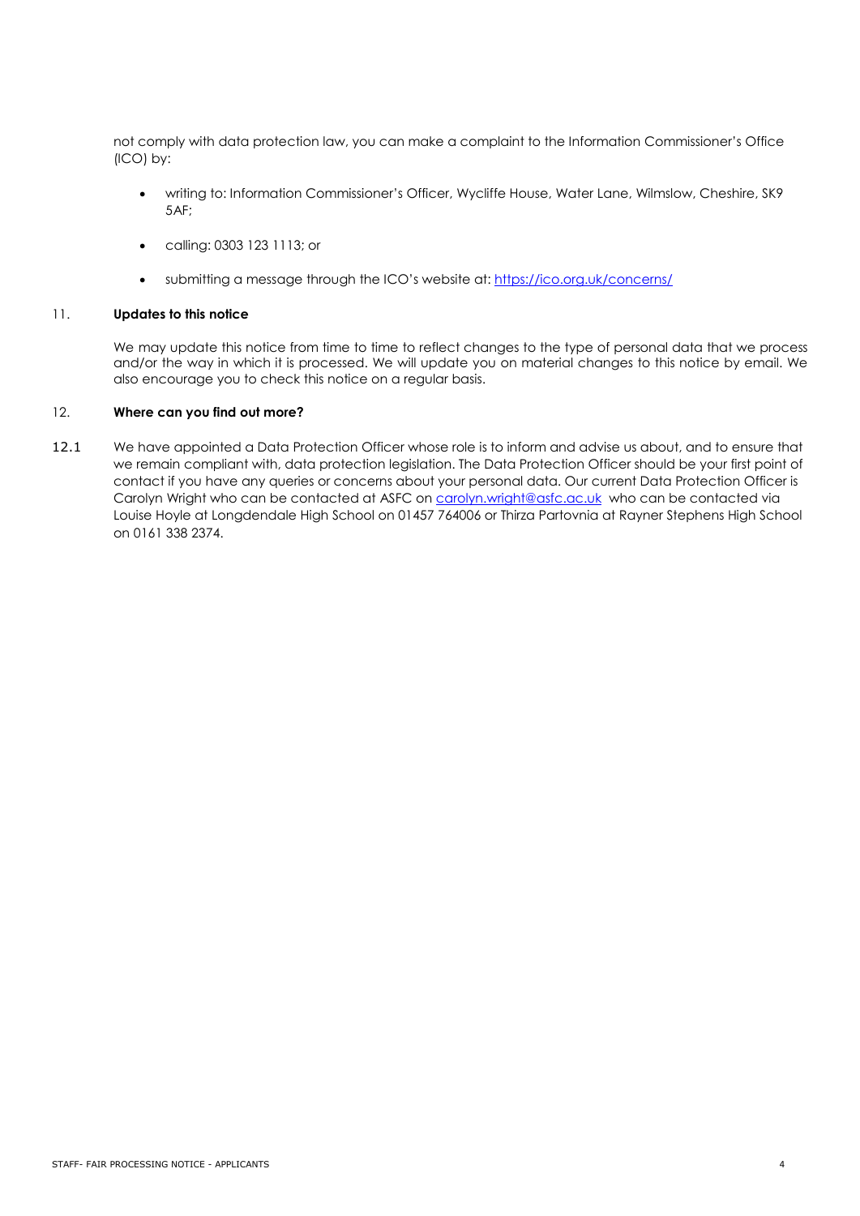not comply with data protection law, you can make a complaint to the Information Commissioner's Office (ICO) by:

- writing to: Information Commissioner's Officer, Wycliffe House, Water Lane, Wilmslow, Cheshire, SK9 5AF;
- calling: 0303 123 1113; or
- submitting a message through the ICO's website at: [https://ico.org.uk/concerns/](https://ico.org.uk/concerns/)

## 11. Updates to this notice

We may update this notice from time to time to reflect changes to the type of personal data that we process and/or the way in which it is processed. We will update you on material changes to this notice by email. We also encourage you to check this notice on a regular basis.

## 12. Where can you find out more?

12.1 We have appointed a Data Protection Officer whose role is to inform and advise us about, and to ensure that we remain compliant with, data protection legislation. The Data Protection Officer should be your first point of contact if you have any queries or concerns about your personal data. Our current Data Protection Officer is Carolyn Wright who can be contacted at ASFC on [carolyn.wright@asfc.ac.uk](mailto:carolyn.wright@asfc.ac.uk) who can be contacted via Louise Hoyle at Longdendale High School on 01457 764006 or Thirza Partovnia at Rayner Stephens High School on 0161 338 2374.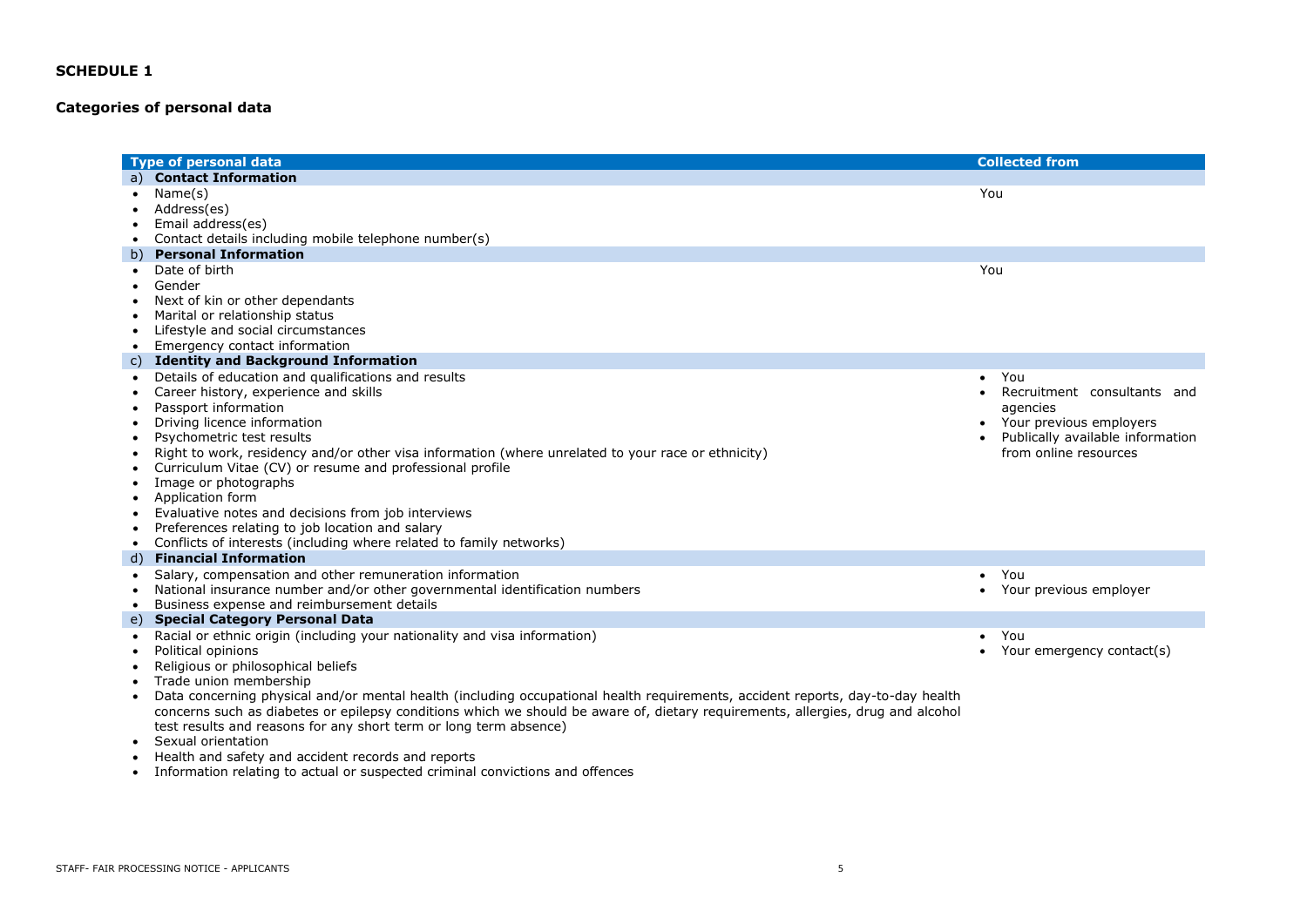**SCHEDULE 1**

**Categories of personal data**

| Type of personal data | Collected from |
|---|---|
| a) **Contact Information** | |
| • Name(s)<br>• Address(es)<br>• Email address(es)<br>• Contact details including mobile telephone number(s) | You |
| b) **Personal Information** | |
| • Date of birth<br>• Gender<br>• Next of kin or other dependants<br>• Marital or relationship status<br>• Lifestyle and social circumstances<br>• Emergency contact information | You |
| c) **Identity and Background Information** | |
| • Details of education and qualifications and results<br>• Career history, experience and skills<br>• Passport information<br>• Driving licence information<br>• Psychometric test results<br>• Right to work, residency and/or other visa information (where unrelated to your race or ethnicity)<br>• Curriculum Vitae (CV) or resume and professional profile<br>• Image or photographs<br>• Application form<br>• Evaluative notes and decisions from job interviews<br>• Preferences relating to job location and salary<br>• Conflicts of interests (including where related to family networks) | • You<br>• Recruitment consultants and agencies<br>• Your previous employers<br>• Publically available information from online resources |
| d) **Financial Information** | |
| • Salary, compensation and other remuneration information<br>• National insurance number and/or other governmental identification numbers<br>• Business expense and reimbursement details | • You<br>• Your previous employer |
| e) **Special Category Personal Data** | |
| • Racial or ethnic origin (including your nationality and visa information)<br>• Political opinions<br>• Religious or philosophical beliefs<br>• Trade union membership<br>• Data concerning physical and/or mental health (including occupational health requirements, accident reports, day-to-day health concerns such as diabetes or epilepsy conditions which we should be aware of, dietary requirements, allergies, drug and alcohol test results and reasons for any short term or long term absence)<br>• Sexual orientation<br>• Health and safety and accident records and reports<br>• Information relating to actual or suspected criminal convictions and offences | • You<br>• Your emergency contact(s) |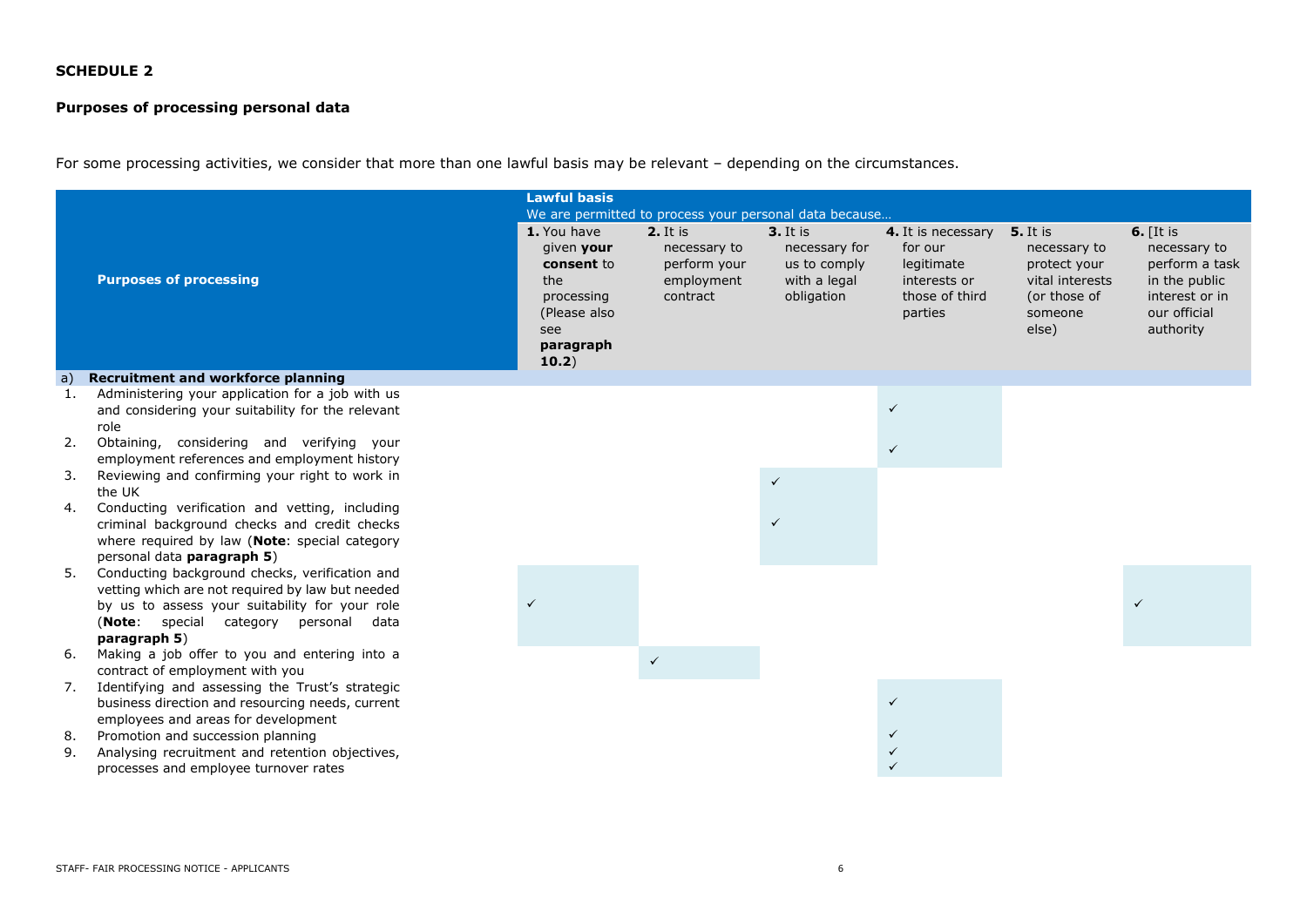**SCHEDULE 2**

**Purposes of processing personal data**

For some processing activities, we consider that more than one lawful basis may be relevant – depending on the circumstances.

| **Purposes of processing** | **Lawful basis**<br>We are permitted to process your personal data because…<br>**1.** You have given **your consent** to the processing (Please also see **paragraph 10.2**) | **2.** It is necessary to perform your employment contract | **3.** It is necessary for us to comply with a legal obligation | **4.** It is necessary for our legitimate interests or those of third parties | **5.** It is necessary to protect your vital interests (or those of someone else) | **6.** [It is necessary to perform a task in the public interest or in our official authority |
|---|---|---|---|---|---|---|
| a) **Recruitment and workforce planning** | | | | | | |
| 1. Administering your application for a job with us and considering your suitability for the relevant role | | | | ✓ | | |
| 2. Obtaining, considering and verifying your employment references and employment history | | | | ✓ | | |
| 3. Reviewing and confirming your right to work in the UK | | | ✓ | | | |
| 4. Conducting verification and vetting, including criminal background checks and credit checks where required by law (**Note**: special category personal data **paragraph 5**) | | | ✓ | | | |
| 5. Conducting background checks, verification and vetting which are not required by law but needed by us to assess your suitability for your role (**Note**: special category personal data **paragraph 5**) | ✓ | | | | | ✓ |
| 6. Making a job offer to you and entering into a contract of employment with you | | ✓ | | | | |
| 7. Identifying and assessing the Trust's strategic business direction and resourcing needs, current employees and areas for development | | | | ✓ | | |
| 8. Promotion and succession planning | | | | ✓ | | |
| 9. Analysing recruitment and retention objectives, processes and employee turnover rates | | | | ✓<br>✓ | | |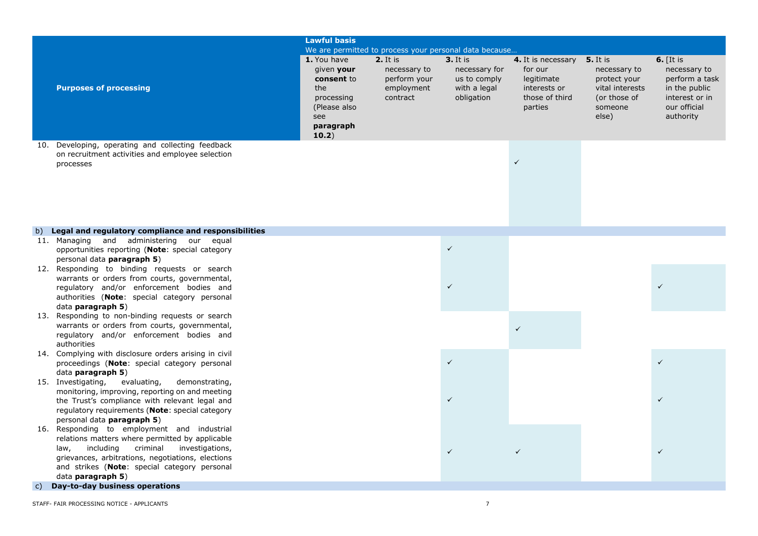| Purposes of processing | **Lawful basis** We are permitted to process your personal data because… | | | | | |
|---|---|---|---|---|---|---|
| | **1.** You have given **your consent** to the processing (Please also see **paragraph 10.2**) | **2.** It is necessary to perform your employment contract | **3.** It is necessary for us to comply with a legal obligation | **4.** It is necessary for our legitimate interests or those of third parties | **5.** It is necessary to protect your vital interests (or those of someone else) | **6.** [It is necessary to perform a task in the public interest or in our official authority |
| 10. Developing, operating and collecting feedback on recruitment activities and employee selection processes | | | | ✓ | | |
| **b) Legal and regulatory compliance and responsibilities** | | | | | | |
| 11. Managing and administering our equal opportunities reporting (**Note**: special category personal data **paragraph 5**) | | | ✓ | | | |
| 12. Responding to binding requests or search warrants or orders from courts, governmental, regulatory and/or enforcement bodies and authorities (**Note**: special category personal data **paragraph 5**) | | | ✓ | | | ✓ |
| 13. Responding to non-binding requests or search warrants or orders from courts, governmental, regulatory and/or enforcement bodies and authorities | | | | ✓ | | |
| 14. Complying with disclosure orders arising in civil proceedings (**Note**: special category personal data **paragraph 5**) | | | ✓ | | | ✓ |
| 15. Investigating, evaluating, demonstrating, monitoring, improving, reporting on and meeting the Trust's compliance with relevant legal and regulatory requirements (**Note**: special category personal data **paragraph 5**) | | | ✓ | | | ✓ |
| 16. Responding to employment and industrial relations matters where permitted by applicable law, including criminal investigations, grievances, arbitrations, negotiations, elections and strikes (**Note**: special category personal data **paragraph 5**) | | | ✓ | ✓ | | ✓ |
| **c) Day-to-day business operations** | | | | | | |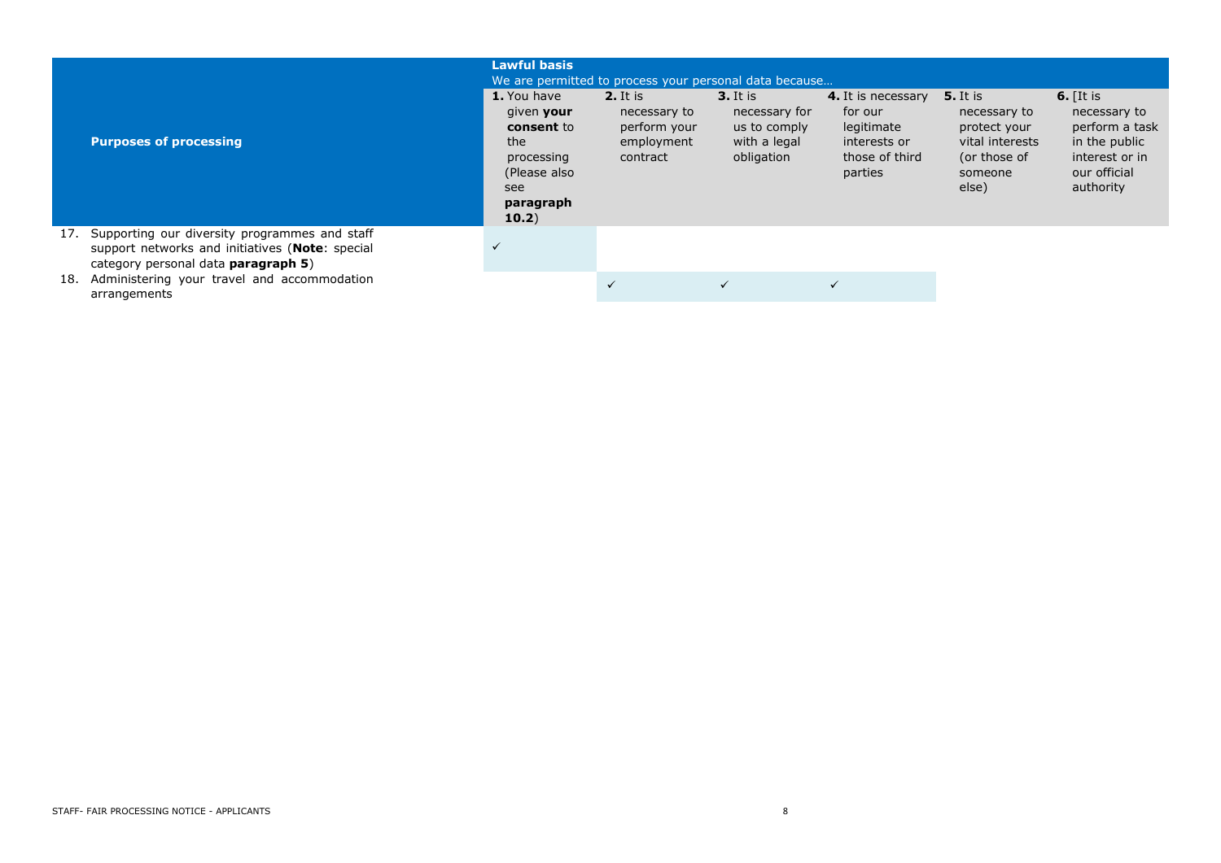| Purposes of processing | Lawful basis<br>We are permitted to process your personal data because… | | | | | |
|---|---|---|---|---|---|---|
| | **1.** You have given **your consent** to the processing (Please also see **paragraph 10.2**) | **2.** It is necessary to perform your employment contract | **3.** It is necessary for us to comply with a legal obligation | **4.** It is necessary for our legitimate interests or those of third parties | **5.** It is necessary to protect your vital interests (or those of someone else) | **6.** [It is necessary to perform a task in the public interest or in our official authority |
| 17. Supporting our diversity programmes and staff support networks and initiatives (**Note**: special category personal data **paragraph 5**) | ✓ | | | | | |
| 18. Administering your travel and accommodation arrangements | | ✓ | ✓ | ✓ | | |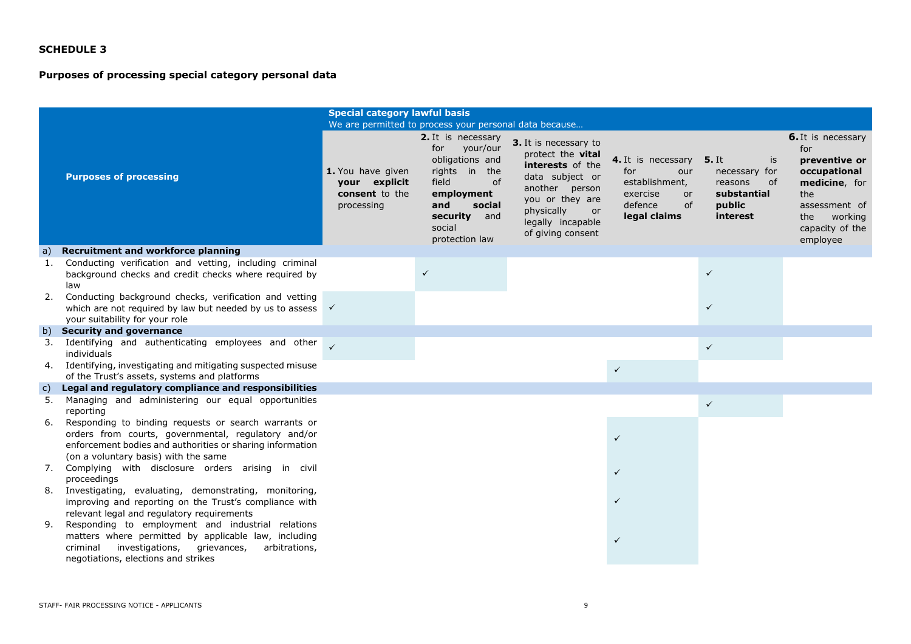**SCHEDULE 3**

**Purposes of processing special category personal data**

| Purposes of processing | **Special category lawful basis** We are permitted to process your personal data because… | | | | | |
|---|---|---|---|---|---|---|
| | **1.** You have given **your explicit consent** to the processing | **2.** It is necessary for your/our obligations and rights in the field of **employment and social security** and social protection law | **3.** It is necessary to protect the **vital interests** of the data subject or another person you or they are physically or legally incapable of giving consent | **4.** It is necessary for our establishment, exercise or defence of **legal claims** | **5.** It is necessary for reasons of **substantial public interest** | **6.** It is necessary for **preventive or occupational medicine**, for the assessment of the working capacity of the employee |
| a) **Recruitment and workforce planning** | | | | | | |
| 1. Conducting verification and vetting, including criminal background checks and credit checks where required by law | | ✓ | | | ✓ | |
| 2. Conducting background checks, verification and vetting which are not required by law but needed by us to assess your suitability for your role | ✓ | | | | ✓ | |
| b) **Security and governance** | | | | | | |
| 3. Identifying and authenticating employees and other individuals | ✓ | | | | ✓ | |
| 4. Identifying, investigating and mitigating suspected misuse of the Trust's assets, systems and platforms | | | | ✓ | | |
| c) **Legal and regulatory compliance and responsibilities** | | | | | | |
| 5. Managing and administering our equal opportunities reporting | | | | | ✓ | |
| 6. Responding to binding requests or search warrants or orders from courts, governmental, regulatory and/or enforcement bodies and authorities or sharing information (on a voluntary basis) with the same | | | | ✓ | | |
| 7. Complying with disclosure orders arising in civil proceedings | | | | ✓ | | |
| 8. Investigating, evaluating, demonstrating, monitoring, improving and reporting on the Trust's compliance with relevant legal and regulatory requirements | | | | ✓ | | |
| 9. Responding to employment and industrial relations matters where permitted by applicable law, including criminal investigations, grievances, arbitrations, negotiations, elections and strikes | | | | ✓ | | |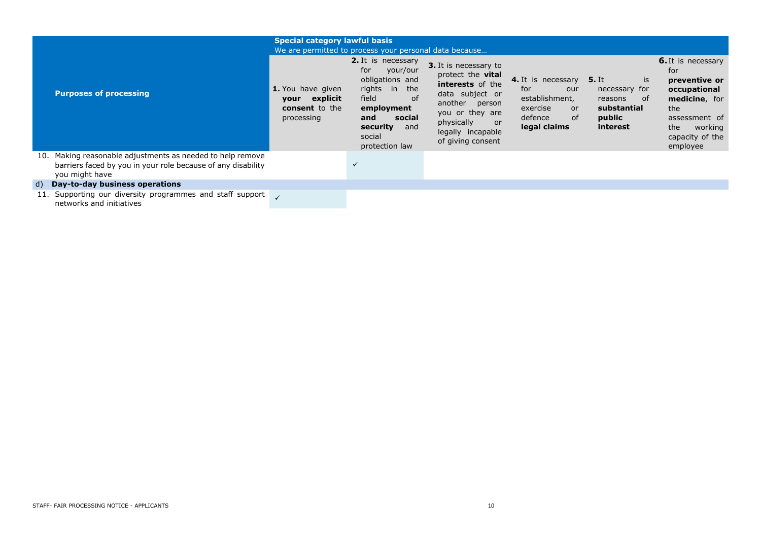| Purposes of processing | Special category lawful basis<br>We are permitted to process your personal data because… | | | | | |
|---|---|---|---|---|---|---|
| | **1.** You have given **your explicit consent** to the processing | **2.** It is necessary for your/our obligations and rights in the field of **employment and social security** and social protection law | **3.** It is necessary to protect the **vital interests** of the data subject or another person you or they are physically or legally incapable of giving consent | **4.** It is necessary for our establishment, exercise or defence of **legal claims** | **5.** It is necessary for reasons of **substantial public interest** | **6.** It is necessary for **preventive or occupational medicine**, for the assessment of the working capacity of the employee |
| 10. Making reasonable adjustments as needed to help remove barriers faced by you in your role because of any disability you might have | | ✓ | | | | |
| **d) Day-to-day business operations** | | | | | | |
| 11. Supporting our diversity programmes and staff support networks and initiatives | ✓ | | | | | |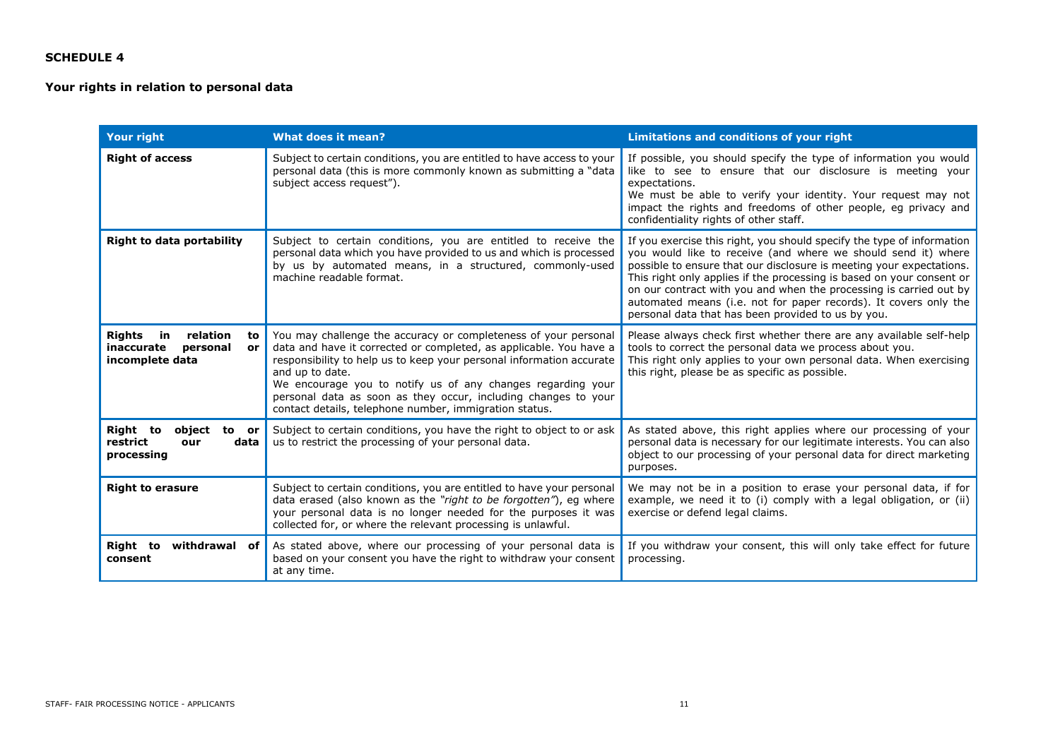**SCHEDULE 4**

**Your rights in relation to personal data**

| Your right | What does it mean? | Limitations and conditions of your right |
|---|---|---|
| **Right of access** | Subject to certain conditions, you are entitled to have access to your personal data (this is more commonly known as submitting a "data subject access request"). | If possible, you should specify the type of information you would like to see to ensure that our disclosure is meeting your expectations.<br>We must be able to verify your identity. Your request may not impact the rights and freedoms of other people, eg privacy and confidentiality rights of other staff. |
| **Right to data portability** | Subject to certain conditions, you are entitled to receive the personal data which you have provided to us and which is processed by us by automated means, in a structured, commonly-used machine readable format. | If you exercise this right, you should specify the type of information you would like to receive (and where we should send it) where possible to ensure that our disclosure is meeting your expectations. This right only applies if the processing is based on your consent or on our contract with you and when the processing is carried out by automated means (i.e. not for paper records). It covers only the personal data that has been provided to us by you. |
| **Rights in relation to inaccurate personal or incomplete data** | You may challenge the accuracy or completeness of your personal data and have it corrected or completed, as applicable. You have a responsibility to help us to keep your personal information accurate and up to date.<br>We encourage you to notify us of any changes regarding your personal data as soon as they occur, including changes to your contact details, telephone number, immigration status. | Please always check first whether there are any available self-help tools to correct the personal data we process about you.<br>This right only applies to your own personal data. When exercising this right, please be as specific as possible. |
| **Right to object to or restrict our data processing** | Subject to certain conditions, you have the right to object to or ask us to restrict the processing of your personal data. | As stated above, this right applies where our processing of your personal data is necessary for our legitimate interests. You can also object to our processing of your personal data for direct marketing purposes. |
| **Right to erasure** | Subject to certain conditions, you are entitled to have your personal data erased (also known as the *"right to be forgotten"*), eg where your personal data is no longer needed for the purposes it was collected for, or where the relevant processing is unlawful. | We may not be in a position to erase your personal data, if for example, we need it to (i) comply with a legal obligation, or (ii) exercise or defend legal claims. |
| **Right to withdrawal of consent** | As stated above, where our processing of your personal data is based on your consent you have the right to withdraw your consent at any time. | If you withdraw your consent, this will only take effect for future processing. |